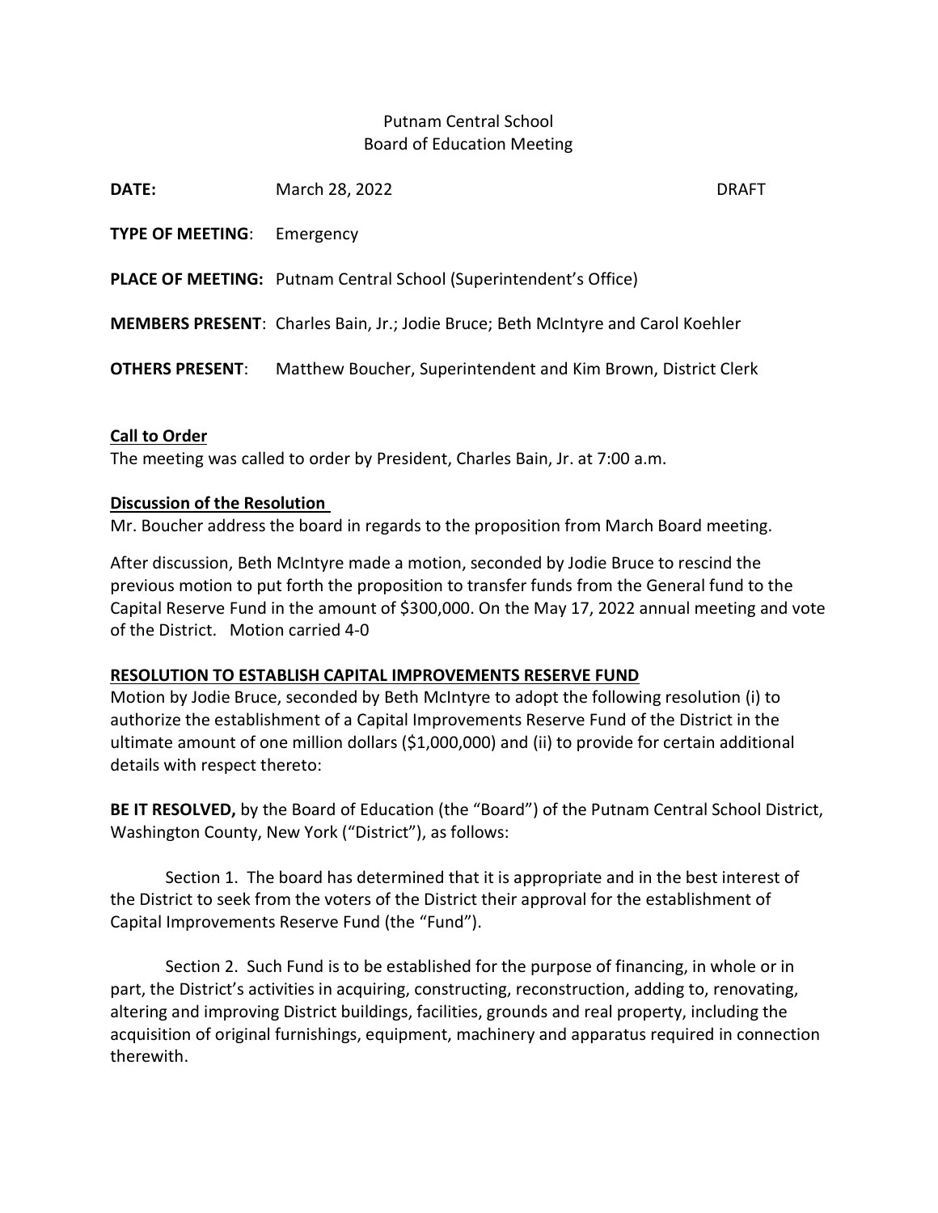Putnam Central School
Board of Education Meeting

**DATE:** March 28, 2022 DRAFT

**TYPE OF MEETING**: Emergency

**PLACE OF MEETING:** Putnam Central School (Superintendent's Office)

**MEMBERS PRESENT**: Charles Bain, Jr.; Jodie Bruce; Beth McIntyre and Carol Koehler

**OTHERS PRESENT**: Matthew Boucher, Superintendent and Kim Brown, District Clerk

**Call to Order**

The meeting was called to order by President, Charles Bain, Jr. at 7:00 a.m.

**Discussion of the Resolution**

Mr. Boucher address the board in regards to the proposition from March Board meeting.

After discussion, Beth McIntyre made a motion, seconded by Jodie Bruce to rescind the previous motion to put forth the proposition to transfer funds from the General fund to the Capital Reserve Fund in the amount of $300,000. On the May 17, 2022 annual meeting and vote of the District. Motion carried 4-0

**RESOLUTION TO ESTABLISH CAPITAL IMPROVEMENTS RESERVE FUND**

Motion by Jodie Bruce, seconded by Beth McIntyre to adopt the following resolution (i) to authorize the establishment of a Capital Improvements Reserve Fund of the District in the ultimate amount of one million dollars ($1,000,000) and (ii) to provide for certain additional details with respect thereto:

**BE IT RESOLVED,** by the Board of Education (the "Board") of the Putnam Central School District, Washington County, New York ("District"), as follows:

Section 1. The board has determined that it is appropriate and in the best interest of the District to seek from the voters of the District their approval for the establishment of Capital Improvements Reserve Fund (the "Fund").

Section 2. Such Fund is to be established for the purpose of financing, in whole or in part, the District's activities in acquiring, constructing, reconstruction, adding to, renovating, altering and improving District buildings, facilities, grounds and real property, including the acquisition of original furnishings, equipment, machinery and apparatus required in connection therewith.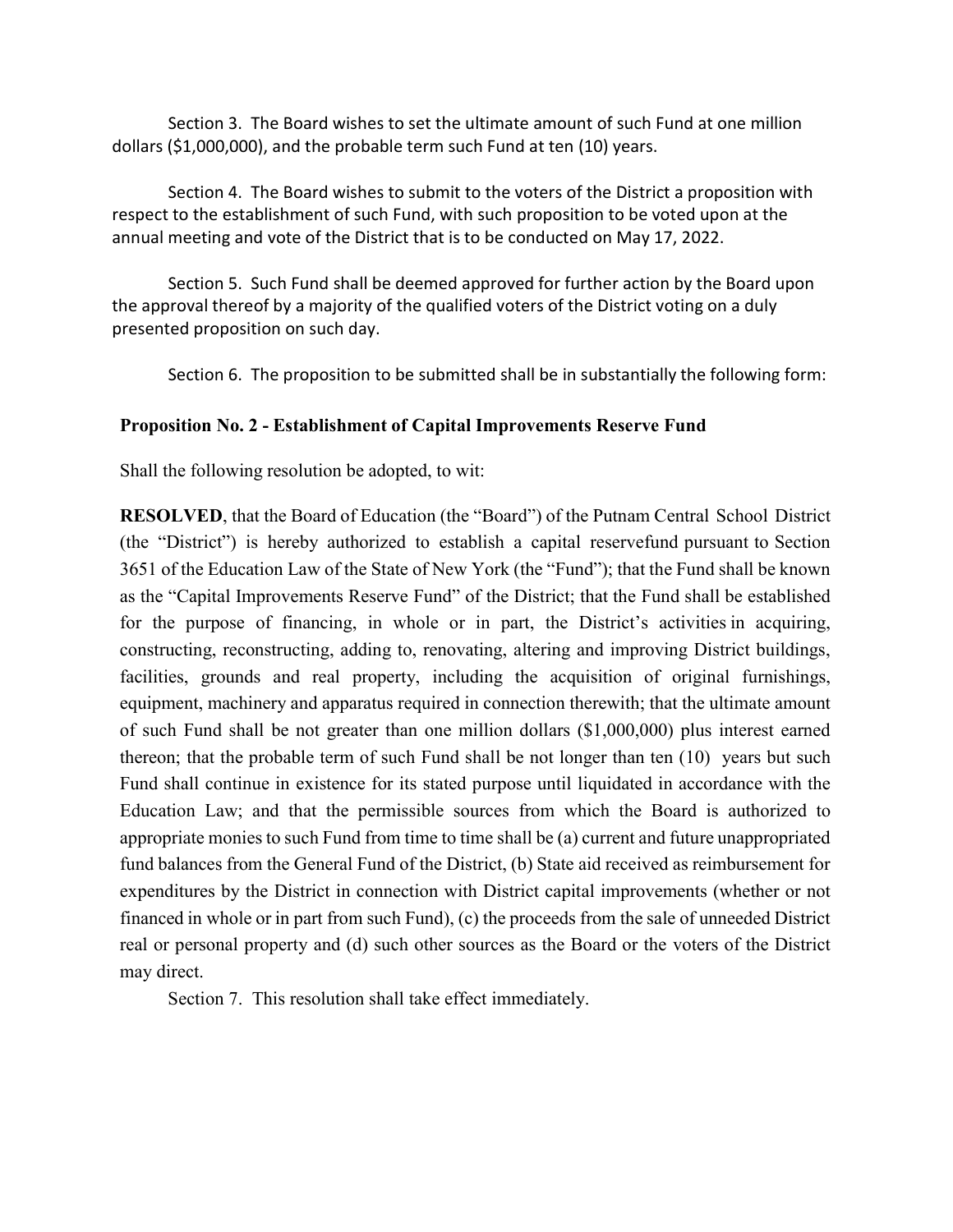Section 3. The Board wishes to set the ultimate amount of such Fund at one million dollars ($1,000,000), and the probable term such Fund at ten (10) years.

Section 4. The Board wishes to submit to the voters of the District a proposition with respect to the establishment of such Fund, with such proposition to be voted upon at the annual meeting and vote of the District that is to be conducted on May 17, 2022.

Section 5. Such Fund shall be deemed approved for further action by the Board upon the approval thereof by a majority of the qualified voters of the District voting on a duly presented proposition on such day.

Section 6. The proposition to be submitted shall be in substantially the following form:

**Proposition No. 2 - Establishment of Capital Improvements Reserve Fund**

Shall the following resolution be adopted, to wit:

**RESOLVED**, that the Board of Education (the "Board") of the Putnam Central School District (the "District") is hereby authorized to establish a capital reservefund pursuant to Section 3651 of the Education Law of the State of New York (the "Fund"); that the Fund shall be known as the "Capital Improvements Reserve Fund" of the District; that the Fund shall be established for the purpose of financing, in whole or in part, the District's activities in acquiring, constructing, reconstructing, adding to, renovating, altering and improving District buildings, facilities, grounds and real property, including the acquisition of original furnishings, equipment, machinery and apparatus required in connection therewith; that the ultimate amount of such Fund shall be not greater than one million dollars ($1,000,000) plus interest earned thereon; that the probable term of such Fund shall be not longer than ten (10) years but such Fund shall continue in existence for its stated purpose until liquidated in accordance with the Education Law; and that the permissible sources from which the Board is authorized to appropriate monies to such Fund from time to time shall be (a) current and future unappropriated fund balances from the General Fund of the District, (b) State aid received as reimbursement for expenditures by the District in connection with District capital improvements (whether or not financed in whole or in part from such Fund), (c) the proceeds from the sale of unneeded District real or personal property and (d) such other sources as the Board or the voters of the District may direct.

Section 7. This resolution shall take effect immediately.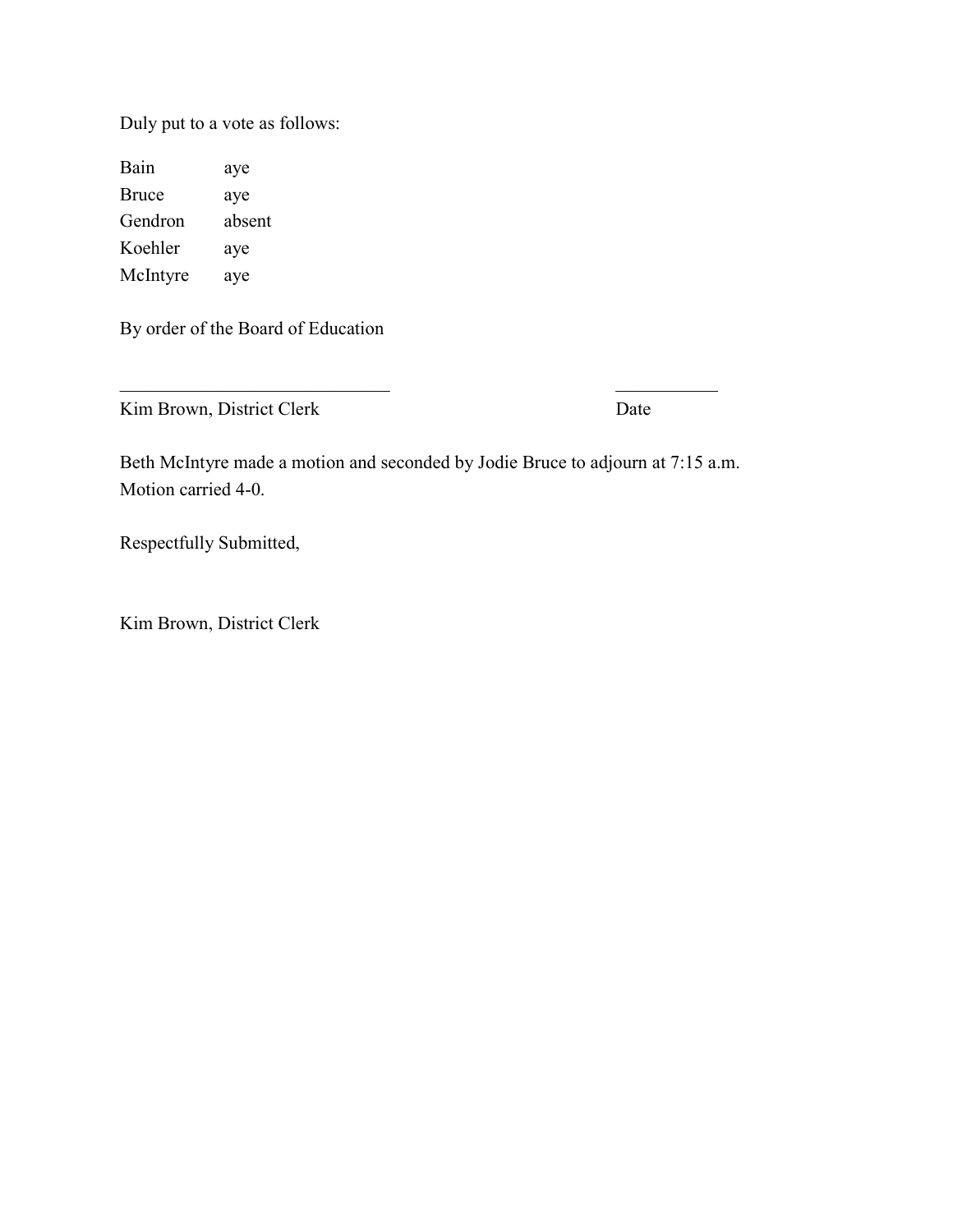Duly put to a vote as follows:

| | |
|---|---|
| Bain | aye |
| Bruce | aye |
| Gendron | absent |
| Koehler | aye |
| McIntyre | aye |

By order of the Board of Education

_____________________________ ___________

Kim Brown, District Clerk Date

Beth McIntyre made a motion and seconded by Jodie Bruce to adjourn at 7:15 a.m. Motion carried 4-0.

Respectfully Submitted,

Kim Brown, District Clerk